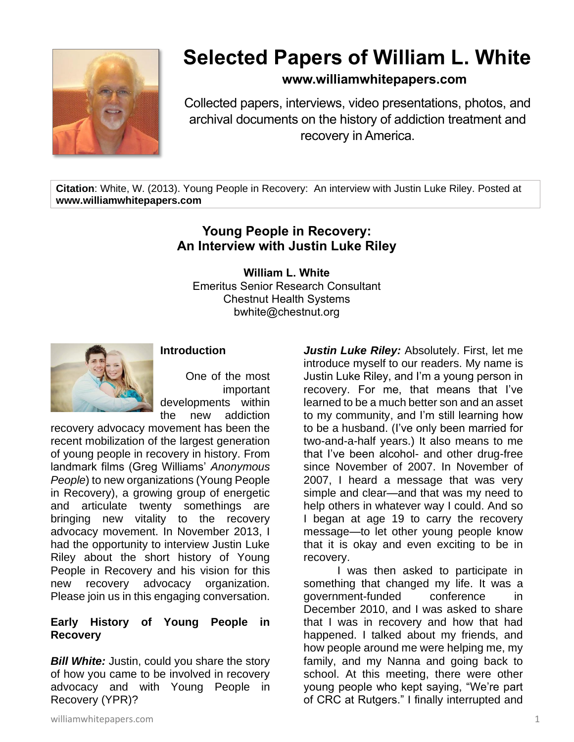# Selected Papers of William L. White

**www.williamwhitepapers.com**

Collected papers, interviews, video presentations, photos, and archival documents on the history of addiction treatment and recovery in America.

**Citation**: White, W. (2013). Young People in Recovery: An interview with Justin Luke Riley. Posted at **www.williamwhitepapers.com**

## Young People in Recovery: An Interview with Justin Luke Riley

**William L. White**
Emeritus Senior Research Consultant
Chestnut Health Systems
bwhite@chestnut.org

### Introduction

One of the most important developments within the new addiction recovery advocacy movement has been the recent mobilization of the largest generation of young people in recovery in history. From landmark films (Greg Williams' *Anonymous People*) to new organizations (Young People in Recovery), a growing group of energetic and articulate twenty somethings are bringing new vitality to the recovery advocacy movement. In November 2013, I had the opportunity to interview Justin Luke Riley about the short history of Young People in Recovery and his vision for this new recovery advocacy organization. Please join us in this engaging conversation.

### Early History of Young People in Recovery

***Bill White:*** Justin, could you share the story of how you came to be involved in recovery advocacy and with Young People in Recovery (YPR)?

***Justin Luke Riley:*** Absolutely. First, let me introduce myself to our readers. My name is Justin Luke Riley, and I'm a young person in recovery. For me, that means that I've learned to be a much better son and an asset to my community, and I'm still learning how to be a husband. (I've only been married for two-and-a-half years.) It also means to me that I've been alcohol- and other drug-free since November of 2007. In November of 2007, I heard a message that was very simple and clear—and that was my need to help others in whatever way I could. And so I began at age 19 to carry the recovery message—to let other young people know that it is okay and even exciting to be in recovery.

I was then asked to participate in something that changed my life. It was a government-funded conference in December 2010, and I was asked to share that I was in recovery and how that had happened. I talked about my friends, and how people around me were helping me, my family, and my Nanna and going back to school. At this meeting, there were other young people who kept saying, "We're part of CRC at Rutgers." I finally interrupted and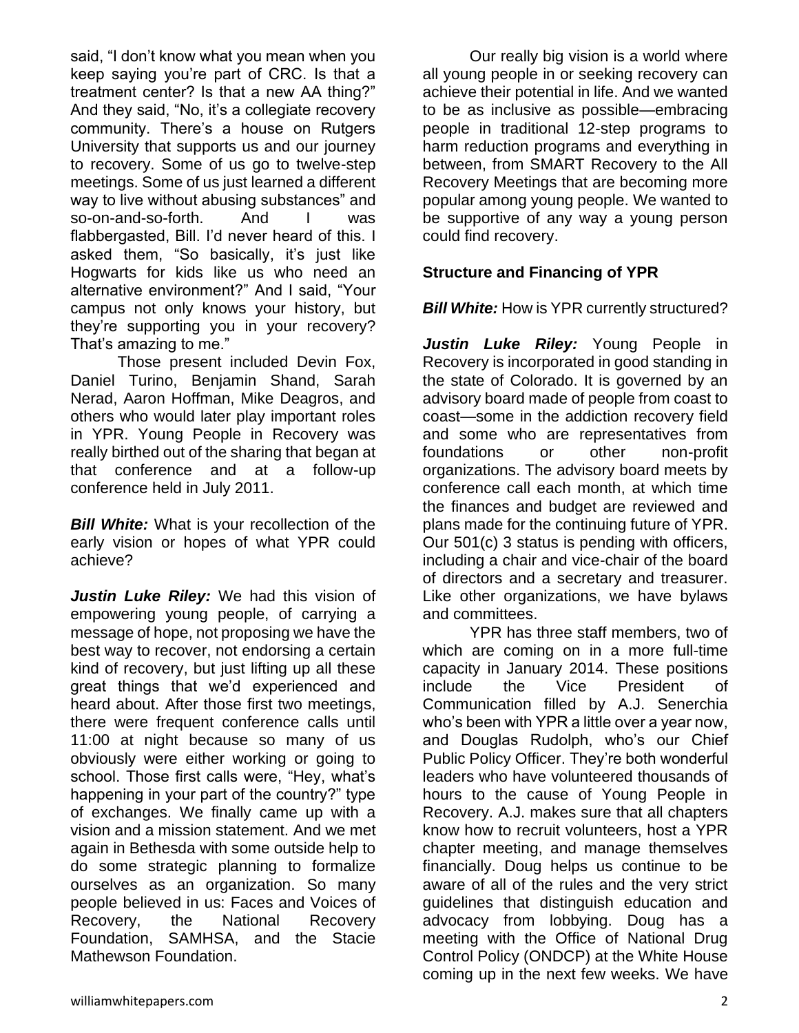said, "I don't know what you mean when you keep saying you're part of CRC. Is that a treatment center? Is that a new AA thing?" And they said, "No, it's a collegiate recovery community. There's a house on Rutgers University that supports us and our journey to recovery. Some of us go to twelve-step meetings. Some of us just learned a different way to live without abusing substances" and so-on-and-so-forth. And I was flabbergasted, Bill. I'd never heard of this. I asked them, "So basically, it's just like Hogwarts for kids like us who need an alternative environment?" And I said, "Your campus not only knows your history, but they're supporting you in your recovery? That's amazing to me."

Those present included Devin Fox, Daniel Turino, Benjamin Shand, Sarah Nerad, Aaron Hoffman, Mike Deagros, and others who would later play important roles in YPR. Young People in Recovery was really birthed out of the sharing that began at that conference and at a follow-up conference held in July 2011.

***Bill White:*** What is your recollection of the early vision or hopes of what YPR could achieve?

***Justin Luke Riley:*** We had this vision of empowering young people, of carrying a message of hope, not proposing we have the best way to recover, not endorsing a certain kind of recovery, but just lifting up all these great things that we'd experienced and heard about. After those first two meetings, there were frequent conference calls until 11:00 at night because so many of us obviously were either working or going to school. Those first calls were, "Hey, what's happening in your part of the country?" type of exchanges. We finally came up with a vision and a mission statement. And we met again in Bethesda with some outside help to do some strategic planning to formalize ourselves as an organization. So many people believed in us: Faces and Voices of Recovery, the National Recovery Foundation, SAMHSA, and the Stacie Mathewson Foundation.

Our really big vision is a world where all young people in or seeking recovery can achieve their potential in life. And we wanted to be as inclusive as possible—embracing people in traditional 12-step programs to harm reduction programs and everything in between, from SMART Recovery to the All Recovery Meetings that are becoming more popular among young people. We wanted to be supportive of any way a young person could find recovery.

**Structure and Financing of YPR**

***Bill White:*** How is YPR currently structured?

***Justin Luke Riley:*** Young People in Recovery is incorporated in good standing in the state of Colorado. It is governed by an advisory board made of people from coast to coast—some in the addiction recovery field and some who are representatives from foundations or other non-profit organizations. The advisory board meets by conference call each month, at which time the finances and budget are reviewed and plans made for the continuing future of YPR. Our 501(c) 3 status is pending with officers, including a chair and vice-chair of the board of directors and a secretary and treasurer. Like other organizations, we have bylaws and committees.

YPR has three staff members, two of which are coming on in a more full-time capacity in January 2014. These positions include the Vice President of Communication filled by A.J. Senerchia who's been with YPR a little over a year now, and Douglas Rudolph, who's our Chief Public Policy Officer. They're both wonderful leaders who have volunteered thousands of hours to the cause of Young People in Recovery. A.J. makes sure that all chapters know how to recruit volunteers, host a YPR chapter meeting, and manage themselves financially. Doug helps us continue to be aware of all of the rules and the very strict guidelines that distinguish education and advocacy from lobbying. Doug has a meeting with the Office of National Drug Control Policy (ONDCP) at the White House coming up in the next few weeks. We have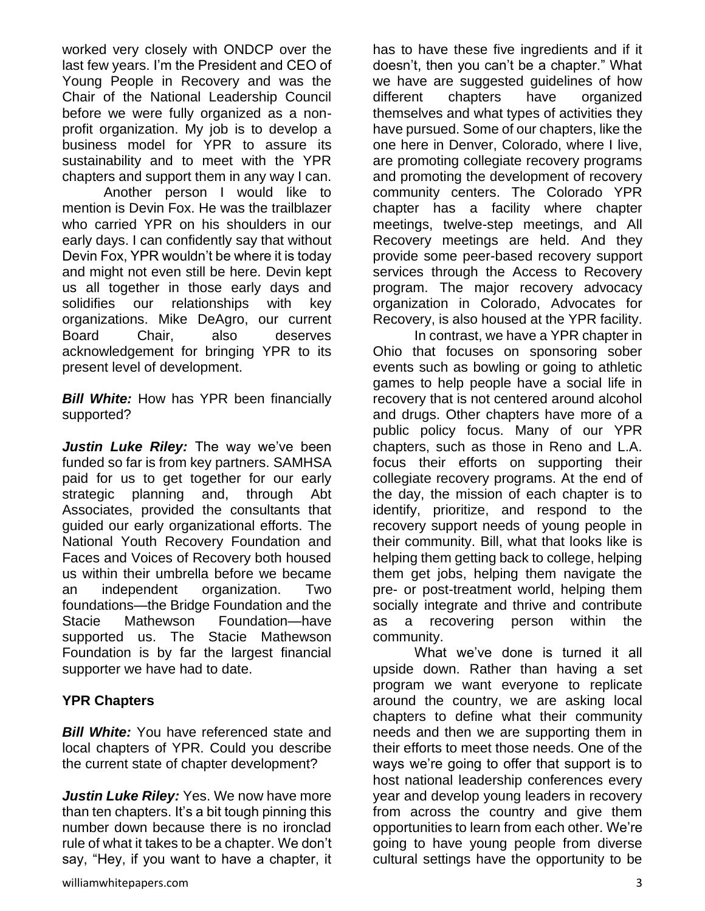worked very closely with ONDCP over the last few years. I'm the President and CEO of Young People in Recovery and was the Chair of the National Leadership Council before we were fully organized as a non-profit organization. My job is to develop a business model for YPR to assure its sustainability and to meet with the YPR chapters and support them in any way I can.

Another person I would like to mention is Devin Fox. He was the trailblazer who carried YPR on his shoulders in our early days. I can confidently say that without Devin Fox, YPR wouldn't be where it is today and might not even still be here. Devin kept us all together in those early days and solidifies our relationships with key organizations. Mike DeAgro, our current Board Chair, also deserves acknowledgement for bringing YPR to its present level of development.

***Bill White:*** How has YPR been financially supported?

***Justin Luke Riley:*** The way we've been funded so far is from key partners. SAMHSA paid for us to get together for our early strategic planning and, through Abt Associates, provided the consultants that guided our early organizational efforts. The National Youth Recovery Foundation and Faces and Voices of Recovery both housed us within their umbrella before we became an independent organization. Two foundations—the Bridge Foundation and the Stacie Mathewson Foundation—have supported us. The Stacie Mathewson Foundation is by far the largest financial supporter we have had to date.

## YPR Chapters

***Bill White:*** You have referenced state and local chapters of YPR. Could you describe the current state of chapter development?

***Justin Luke Riley:*** Yes. We now have more than ten chapters. It's a bit tough pinning this number down because there is no ironclad rule of what it takes to be a chapter. We don't say, "Hey, if you want to have a chapter, it has to have these five ingredients and if it doesn't, then you can't be a chapter." What we have are suggested guidelines of how different chapters have organized themselves and what types of activities they have pursued. Some of our chapters, like the one here in Denver, Colorado, where I live, are promoting collegiate recovery programs and promoting the development of recovery community centers. The Colorado YPR chapter has a facility where chapter meetings, twelve-step meetings, and All Recovery meetings are held. And they provide some peer-based recovery support services through the Access to Recovery program. The major recovery advocacy organization in Colorado, Advocates for Recovery, is also housed at the YPR facility.

In contrast, we have a YPR chapter in Ohio that focuses on sponsoring sober events such as bowling or going to athletic games to help people have a social life in recovery that is not centered around alcohol and drugs. Other chapters have more of a public policy focus. Many of our YPR chapters, such as those in Reno and L.A. focus their efforts on supporting their collegiate recovery programs. At the end of the day, the mission of each chapter is to identify, prioritize, and respond to the recovery support needs of young people in their community. Bill, what that looks like is helping them getting back to college, helping them get jobs, helping them navigate the pre- or post-treatment world, helping them socially integrate and thrive and contribute as a recovering person within the community.

What we've done is turned it all upside down. Rather than having a set program we want everyone to replicate around the country, we are asking local chapters to define what their community needs and then we are supporting them in their efforts to meet those needs. One of the ways we're going to offer that support is to host national leadership conferences every year and develop young leaders in recovery from across the country and give them opportunities to learn from each other. We're going to have young people from diverse cultural settings have the opportunity to be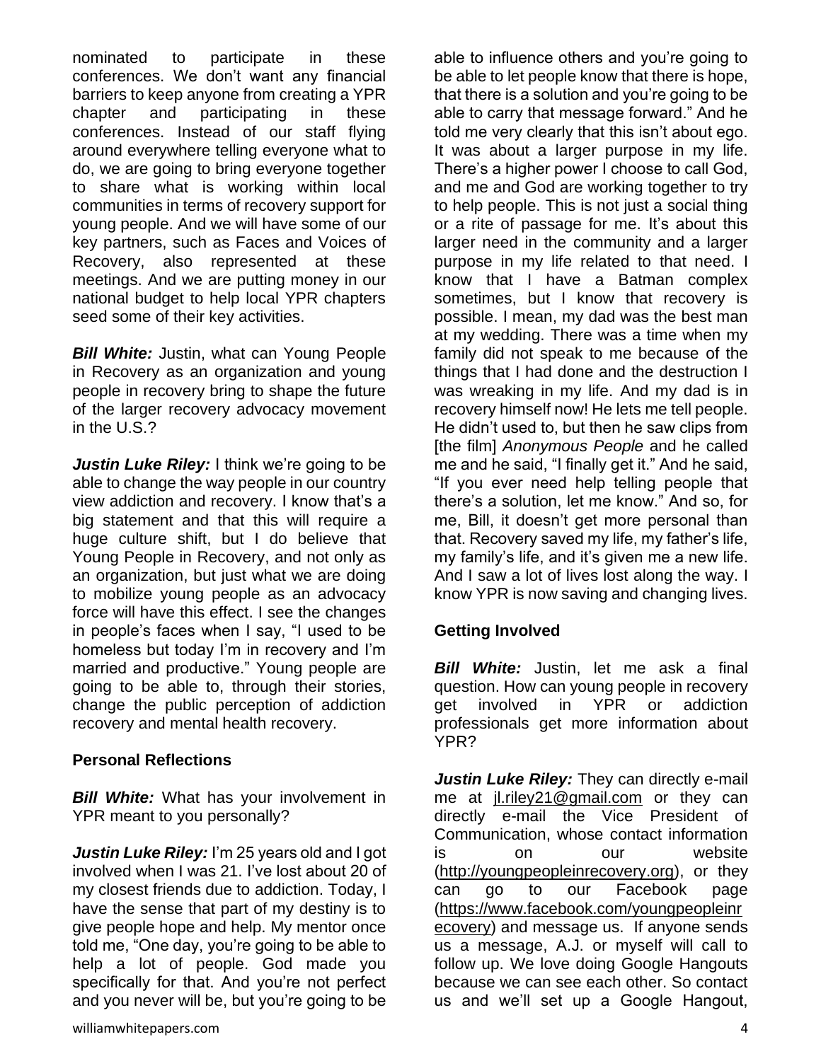nominated to participate in these conferences. We don't want any financial barriers to keep anyone from creating a YPR chapter and participating in these conferences. Instead of our staff flying around everywhere telling everyone what to do, we are going to bring everyone together to share what is working within local communities in terms of recovery support for young people. And we will have some of our key partners, such as Faces and Voices of Recovery, also represented at these meetings. And we are putting money in our national budget to help local YPR chapters seed some of their key activities.

***Bill White:*** Justin, what can Young People in Recovery as an organization and young people in recovery bring to shape the future of the larger recovery advocacy movement in the U.S.?

***Justin Luke Riley:*** I think we're going to be able to change the way people in our country view addiction and recovery. I know that's a big statement and that this will require a huge culture shift, but I do believe that Young People in Recovery, and not only as an organization, but just what we are doing to mobilize young people as an advocacy force will have this effect. I see the changes in people's faces when I say, "I used to be homeless but today I'm in recovery and I'm married and productive." Young people are going to be able to, through their stories, change the public perception of addiction recovery and mental health recovery.

## Personal Reflections

***Bill White:*** What has your involvement in YPR meant to you personally?

***Justin Luke Riley:*** I'm 25 years old and I got involved when I was 21. I've lost about 20 of my closest friends due to addiction. Today, I have the sense that part of my destiny is to give people hope and help. My mentor once told me, "One day, you're going to be able to help a lot of people. God made you specifically for that. And you're not perfect and you never will be, but you're going to be able to influence others and you're going to be able to let people know that there is hope, that there is a solution and you're going to be able to carry that message forward." And he told me very clearly that this isn't about ego. It was about a larger purpose in my life. There's a higher power I choose to call God, and me and God are working together to try to help people. This is not just a social thing or a rite of passage for me. It's about this larger need in the community and a larger purpose in my life related to that need. I know that I have a Batman complex sometimes, but I know that recovery is possible. I mean, my dad was the best man at my wedding. There was a time when my family did not speak to me because of the things that I had done and the destruction I was wreaking in my life. And my dad is in recovery himself now! He lets me tell people. He didn't used to, but then he saw clips from [the film] *Anonymous People* and he called me and he said, "I finally get it." And he said, "If you ever need help telling people that there's a solution, let me know." And so, for me, Bill, it doesn't get more personal than that. Recovery saved my life, my father's life, my family's life, and it's given me a new life. And I saw a lot of lives lost along the way. I know YPR is now saving and changing lives.

## Getting Involved

***Bill White:*** Justin, let me ask a final question. How can young people in recovery get involved in YPR or addiction professionals get more information about YPR?

***Justin Luke Riley:*** They can directly e-mail me at jl.riley21@gmail.com or they can directly e-mail the Vice President of Communication, whose contact information is on our website (http://youngpeopleinrecovery.org), or they can go to our Facebook page (https://www.facebook.com/youngpeopleinrecovery) and message us. If anyone sends us a message, A.J. or myself will call to follow up. We love doing Google Hangouts because we can see each other. So contact us and we'll set up a Google Hangout,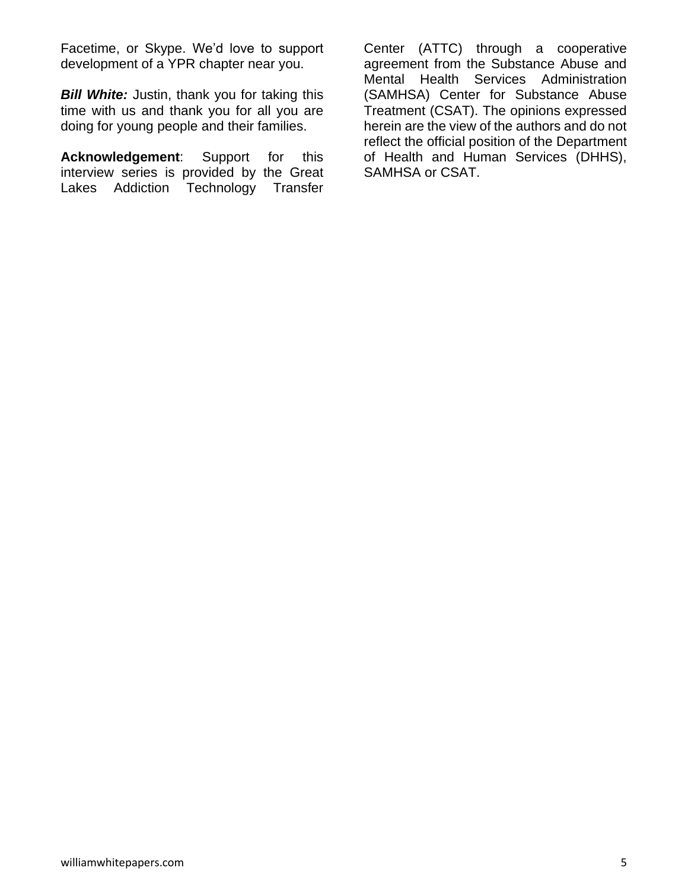Facetime, or Skype. We'd love to support development of a YPR chapter near you.

***Bill White:*** Justin, thank you for taking this time with us and thank you for all you are doing for young people and their families.

**Acknowledgement**: Support for this interview series is provided by the Great Lakes Addiction Technology Transfer Center (ATTC) through a cooperative agreement from the Substance Abuse and Mental Health Services Administration (SAMHSA) Center for Substance Abuse Treatment (CSAT). The opinions expressed herein are the view of the authors and do not reflect the official position of the Department of Health and Human Services (DHHS), SAMHSA or CSAT.